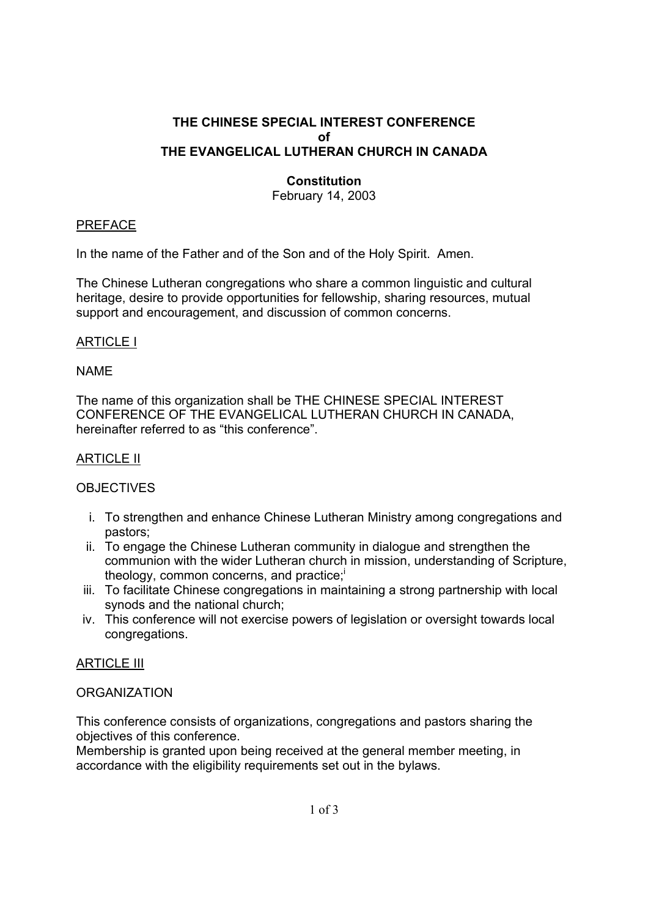# THE CHINESE SPECIAL INTEREST CONFERENCE of THE EVANGELICAL LUTHERAN CHURCH IN CANADA

**Constitution**

February 14, 2003

## PREFACE

In the name of the Father and of the Son and of the Holy Spirit. Amen.

The Chinese Lutheran congregations who share a common linguistic and cultural heritage, desire to provide opportunities for fellowship, sharing resources, mutual support and encouragement, and discussion of common concerns.

## ARTICLE I

NAME

The name of this organization shall be THE CHINESE SPECIAL INTEREST CONFERENCE OF THE EVANGELICAL LUTHERAN CHURCH IN CANADA, hereinafter referred to as "this conference".

## ARTICLE II

OBJECTIVES

i. To strengthen and enhance Chinese Lutheran Ministry among congregations and pastors;
ii. To engage the Chinese Lutheran community in dialogue and strengthen the communion with the wider Lutheran church in mission, understanding of Scripture, theology, common concerns, and practice;[i]
iii. To facilitate Chinese congregations in maintaining a strong partnership with local synods and the national church;
iv. This conference will not exercise powers of legislation or oversight towards local congregations.

## ARTICLE III

ORGANIZATION

This conference consists of organizations, congregations and pastors sharing the objectives of this conference.
Membership is granted upon being received at the general member meeting, in accordance with the eligibility requirements set out in the bylaws.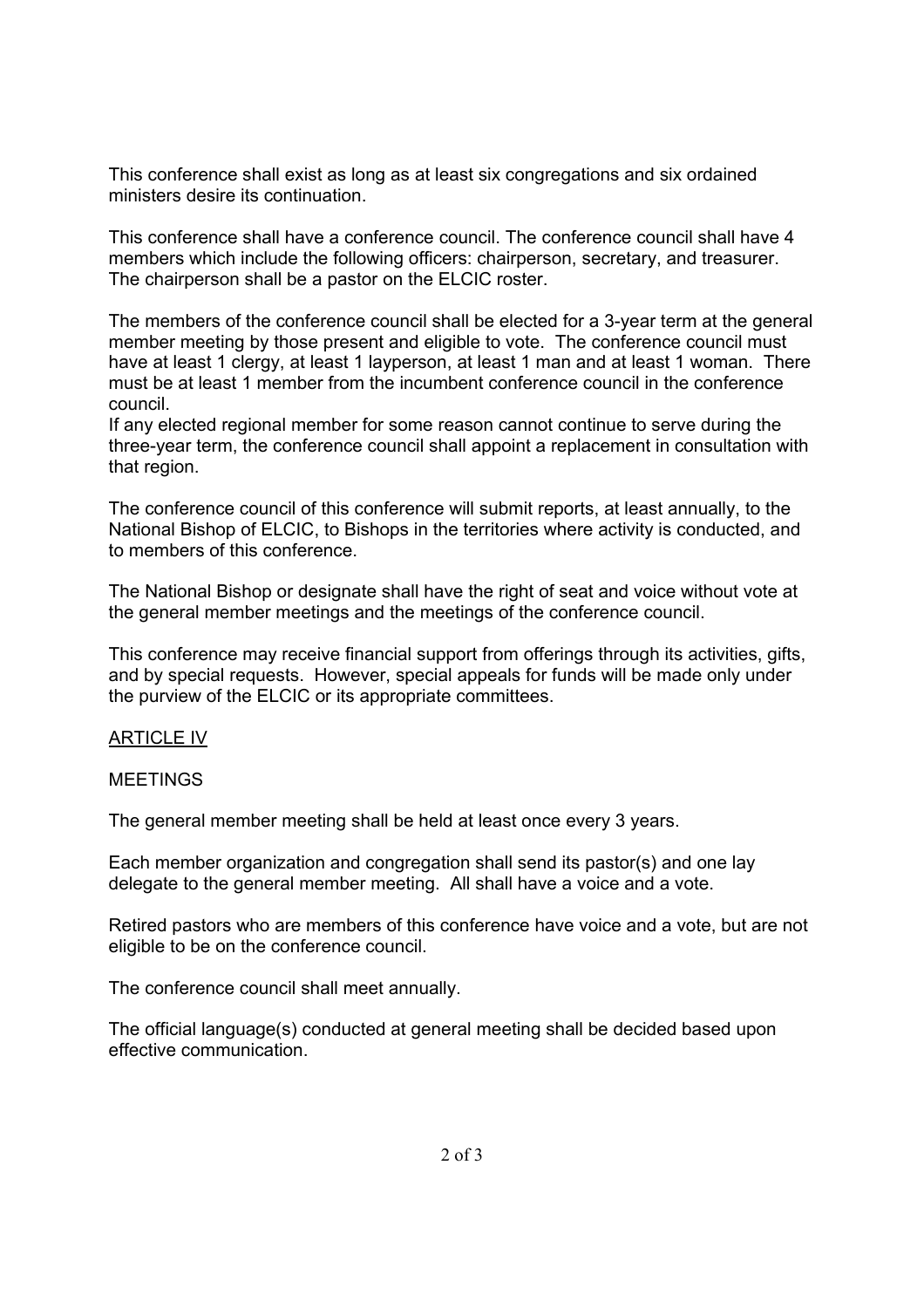This conference shall exist as long as at least six congregations and six ordained ministers desire its continuation.

This conference shall have a conference council. The conference council shall have 4 members which include the following officers: chairperson, secretary, and treasurer. The chairperson shall be a pastor on the ELCIC roster.

The members of the conference council shall be elected for a 3-year term at the general member meeting by those present and eligible to vote. The conference council must have at least 1 clergy, at least 1 layperson, at least 1 man and at least 1 woman. There must be at least 1 member from the incumbent conference council in the conference council.
If any elected regional member for some reason cannot continue to serve during the three-year term, the conference council shall appoint a replacement in consultation with that region.

The conference council of this conference will submit reports, at least annually, to the National Bishop of ELCIC, to Bishops in the territories where activity is conducted, and to members of this conference.

The National Bishop or designate shall have the right of seat and voice without vote at the general member meetings and the meetings of the conference council.

This conference may receive financial support from offerings through its activities, gifts, and by special requests. However, special appeals for funds will be made only under the purview of the ELCIC or its appropriate committees.

## ARTICLE IV

## MEETINGS

The general member meeting shall be held at least once every 3 years.

Each member organization and congregation shall send its pastor(s) and one lay delegate to the general member meeting. All shall have a voice and a vote.

Retired pastors who are members of this conference have voice and a vote, but are not eligible to be on the conference council.

The conference council shall meet annually.

The official language(s) conducted at general meeting shall be decided based upon effective communication.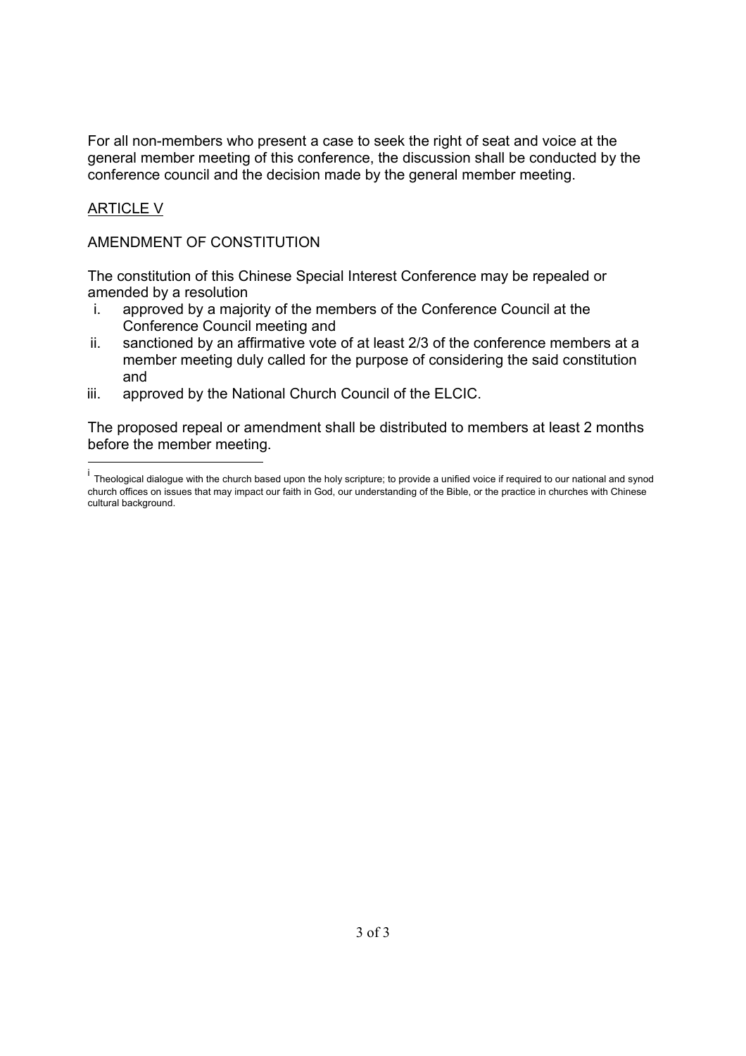For all non-members who present a case to seek the right of seat and voice at the general member meeting of this conference, the discussion shall be conducted by the conference council and the decision made by the general member meeting.

## ARTICLE V

## AMENDMENT OF CONSTITUTION

The constitution of this Chinese Special Interest Conference may be repealed or amended by a resolution

i. approved by a majority of the members of the Conference Council at the Conference Council meeting and
ii. sanctioned by an affirmative vote of at least 2/3 of the conference members at a member meeting duly called for the purpose of considering the said constitution and
iii. approved by the National Church Council of the ELCIC.

The proposed repeal or amendment shall be distributed to members at least 2 months before the member meeting.

---

[i] Theological dialogue with the church based upon the holy scripture; to provide a unified voice if required to our national and synod church offices on issues that may impact our faith in God, our understanding of the Bible, or the practice in churches with Chinese cultural background.